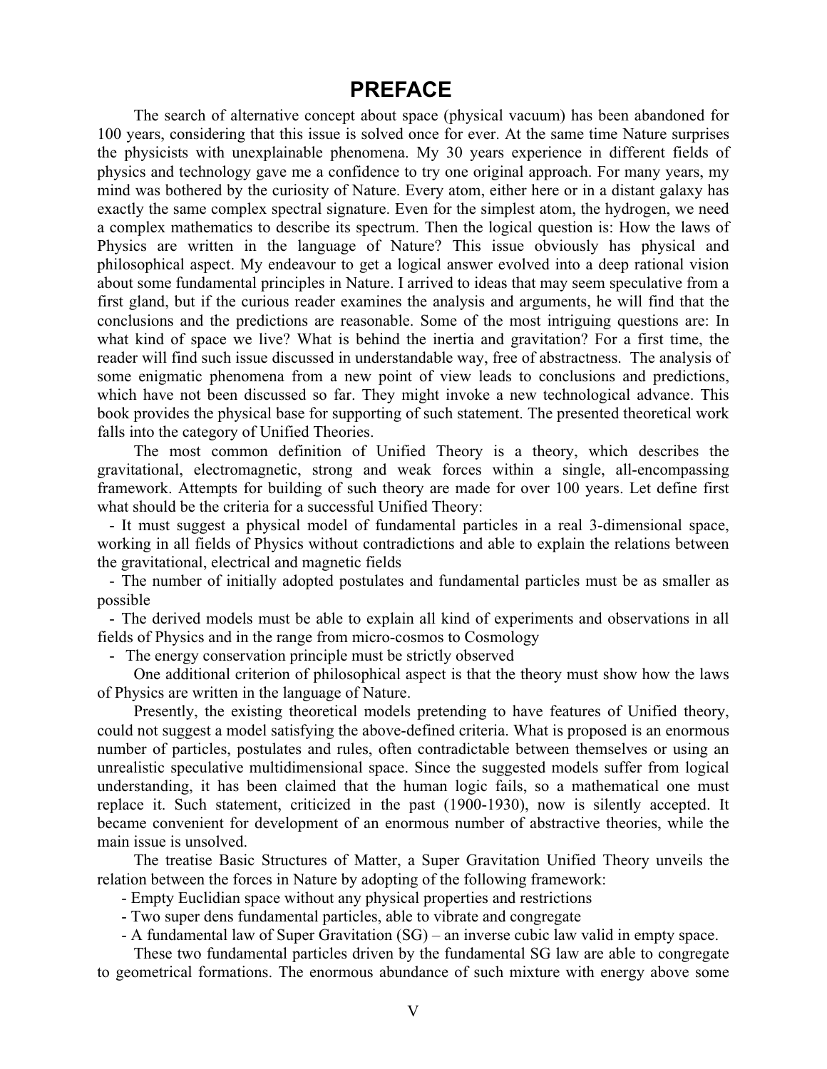# PREFACE

The search of alternative concept about space (physical vacuum) has been abandoned for 100 years, considering that this issue is solved once for ever. At the same time Nature surprises the physicists with unexplainable phenomena. My 30 years experience in different fields of physics and technology gave me a confidence to try one original approach. For many years, my mind was bothered by the curiosity of Nature. Every atom, either here or in a distant galaxy has exactly the same complex spectral signature. Even for the simplest atom, the hydrogen, we need a complex mathematics to describe its spectrum. Then the logical question is: How the laws of Physics are written in the language of Nature? This issue obviously has physical and philosophical aspect. My endeavour to get a logical answer evolved into a deep rational vision about some fundamental principles in Nature. I arrived to ideas that may seem speculative from a first gland, but if the curious reader examines the analysis and arguments, he will find that the conclusions and the predictions are reasonable. Some of the most intriguing questions are: In what kind of space we live? What is behind the inertia and gravitation? For a first time, the reader will find such issue discussed in understandable way, free of abstractness. The analysis of some enigmatic phenomena from a new point of view leads to conclusions and predictions, which have not been discussed so far. They might invoke a new technological advance. This book provides the physical base for supporting of such statement. The presented theoretical work falls into the category of Unified Theories.

The most common definition of Unified Theory is a theory, which describes the gravitational, electromagnetic, strong and weak forces within a single, all-encompassing framework. Attempts for building of such theory are made for over 100 years. Let define first what should be the criteria for a successful Unified Theory:

- It must suggest a physical model of fundamental particles in a real 3-dimensional space, working in all fields of Physics without contradictions and able to explain the relations between the gravitational, electrical and magnetic fields
- The number of initially adopted postulates and fundamental particles must be as smaller as possible
- The derived models must be able to explain all kind of experiments and observations in all fields of Physics and in the range from micro-cosmos to Cosmology
- The energy conservation principle must be strictly observed

One additional criterion of philosophical aspect is that the theory must show how the laws of Physics are written in the language of Nature.

Presently, the existing theoretical models pretending to have features of Unified theory, could not suggest a model satisfying the above-defined criteria. What is proposed is an enormous number of particles, postulates and rules, often contradictable between themselves or using an unrealistic speculative multidimensional space. Since the suggested models suffer from logical understanding, it has been claimed that the human logic fails, so a mathematical one must replace it. Such statement, criticized in the past (1900-1930), now is silently accepted. It became convenient for development of an enormous number of abstractive theories, while the main issue is unsolved.

The treatise Basic Structures of Matter, a Super Gravitation Unified Theory unveils the relation between the forces in Nature by adopting of the following framework:

- Empty Euclidian space without any physical properties and restrictions
- Two super dens fundamental particles, able to vibrate and congregate
- A fundamental law of Super Gravitation (SG) – an inverse cubic law valid in empty space.

These two fundamental particles driven by the fundamental SG law are able to congregate to geometrical formations. The enormous abundance of such mixture with energy above some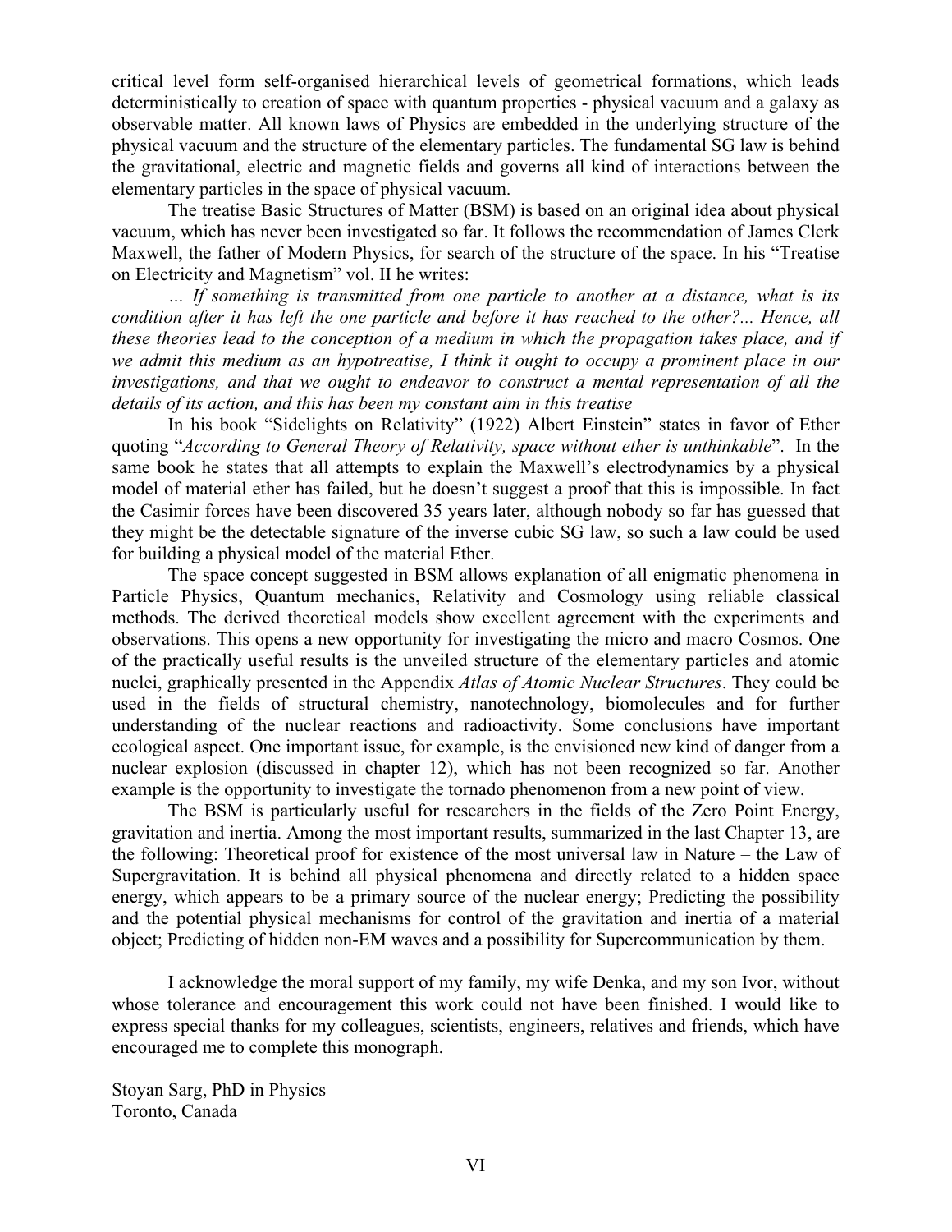critical level form self-organised hierarchical levels of geometrical formations, which leads deterministically to creation of space with quantum properties - physical vacuum and a galaxy as observable matter. All known laws of Physics are embedded in the underlying structure of the physical vacuum and the structure of the elementary particles. The fundamental SG law is behind the gravitational, electric and magnetic fields and governs all kind of interactions between the elementary particles in the space of physical vacuum.

The treatise Basic Structures of Matter (BSM) is based on an original idea about physical vacuum, which has never been investigated so far. It follows the recommendation of James Clerk Maxwell, the father of Modern Physics, for search of the structure of the space. In his "Treatise on Electricity and Magnetism" vol. II he writes:

*… If something is transmitted from one particle to another at a distance, what is its condition after it has left the one particle and before it has reached to the other?... Hence, all these theories lead to the conception of a medium in which the propagation takes place, and if we admit this medium as an hypotreatise, I think it ought to occupy a prominent place in our investigations, and that we ought to endeavor to construct a mental representation of all the details of its action, and this has been my constant aim in this treatise*

In his book "Sidelights on Relativity" (1922) Albert Einstein" states in favor of Ether quoting "*According to General Theory of Relativity, space without ether is unthinkable*". In the same book he states that all attempts to explain the Maxwell's electrodynamics by a physical model of material ether has failed, but he doesn't suggest a proof that this is impossible. In fact the Casimir forces have been discovered 35 years later, although nobody so far has guessed that they might be the detectable signature of the inverse cubic SG law, so such a law could be used for building a physical model of the material Ether.

The space concept suggested in BSM allows explanation of all enigmatic phenomena in Particle Physics, Quantum mechanics, Relativity and Cosmology using reliable classical methods. The derived theoretical models show excellent agreement with the experiments and observations. This opens a new opportunity for investigating the micro and macro Cosmos. One of the practically useful results is the unveiled structure of the elementary particles and atomic nuclei, graphically presented in the Appendix *Atlas of Atomic Nuclear Structures*. They could be used in the fields of structural chemistry, nanotechnology, biomolecules and for further understanding of the nuclear reactions and radioactivity. Some conclusions have important ecological aspect. One important issue, for example, is the envisioned new kind of danger from a nuclear explosion (discussed in chapter 12), which has not been recognized so far. Another example is the opportunity to investigate the tornado phenomenon from a new point of view.

The BSM is particularly useful for researchers in the fields of the Zero Point Energy, gravitation and inertia. Among the most important results, summarized in the last Chapter 13, are the following: Theoretical proof for existence of the most universal law in Nature – the Law of Supergravitation. It is behind all physical phenomena and directly related to a hidden space energy, which appears to be a primary source of the nuclear energy; Predicting the possibility and the potential physical mechanisms for control of the gravitation and inertia of a material object; Predicting of hidden non-EM waves and a possibility for Supercommunication by them.

I acknowledge the moral support of my family, my wife Denka, and my son Ivor, without whose tolerance and encouragement this work could not have been finished. I would like to express special thanks for my colleagues, scientists, engineers, relatives and friends, which have encouraged me to complete this monograph.

Stoyan Sarg, PhD in Physics
Toronto, Canada